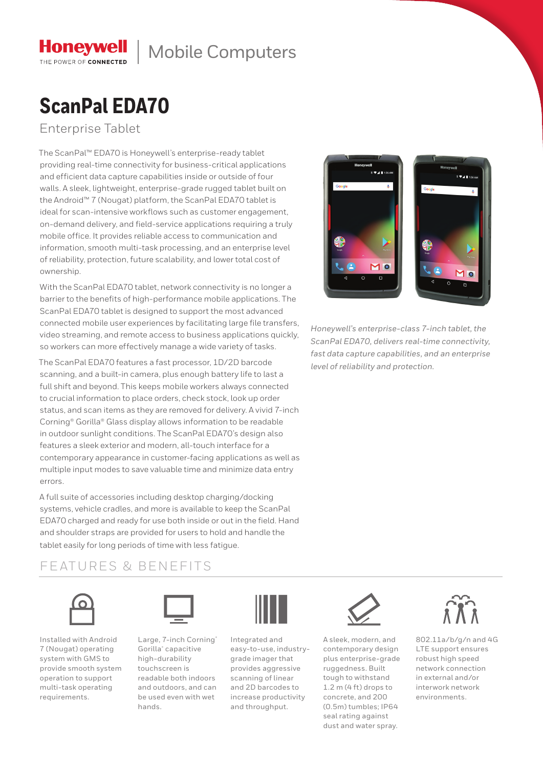Honeywell | Mobile Computers

THE POWER OF CONNECTED

# ScanPal EDA70

## Enterprise Tablet

The ScanPal™ EDA70 is Honeywell's enterprise-ready tablet providing real-time connectivity for business-critical applications and efficient data capture capabilities inside or outside of four walls. A sleek, lightweight, enterprise-grade rugged tablet built on the Android™ 7 (Nougat) platform, the ScanPal EDA70 tablet is ideal for scan-intensive workflows such as customer engagement, on-demand delivery, and field-service applications requiring a truly mobile office. It provides reliable access to communication and information, smooth multi-task processing, and an enterprise level of reliability, protection, future scalability, and lower total cost of ownership.

With the ScanPal EDA70 tablet, network connectivity is no longer a barrier to the benefits of high-performance mobile applications. The ScanPal EDA70 tablet is designed to support the most advanced connected mobile user experiences by facilitating large file transfers, video streaming, and remote access to business applications quickly, so workers can more effectively manage a wide variety of tasks.

The ScanPal EDA70 features a fast processor, 1D/2D barcode scanning, and a built-in camera, plus enough battery life to last a full shift and beyond. This keeps mobile workers always connected to crucial information to place orders, check stock, look up order status, and scan items as they are removed for delivery. A vivid 7-inch Corning® Gorilla® Glass display allows information to be readable in outdoor sunlight conditions. The ScanPal EDA70's design also features a sleek exterior and modern, all-touch interface for a contemporary appearance in customer-facing applications as well as multiple input modes to save valuable time and minimize data entry errors.

A full suite of accessories including desktop charging/docking systems, vehicle cradles, and more is available to keep the ScanPal EDA70 charged and ready for use both inside or out in the field. Hand and shoulder straps are provided for users to hold and handle the tablet easily for long periods of time with less fatigue.

*Honeywell's enterprise-class 7-inch tablet, the ScanPal EDA70, delivers real-time connectivity, fast data capture capabilities, and an enterprise level of reliability and protection.*

## FEATURES & BENEFITS

Installed with Android 7 (Nougat) operating system with GMS to provide smooth system operation to support multi-task operating requirements.

Large, 7-inch Corning® Gorilla® capacitive high-durability touchscreen is readable both indoors and outdoors, and can be used even with wet hands.

Integrated and easy-to-use, industry-grade imager that provides aggressive scanning of linear and 2D barcodes to increase productivity and throughput.

A sleek, modern, and contemporary design plus enterprise-grade ruggedness. Built tough to withstand 1.2 m (4 ft) drops to concrete, and 200 (0.5m) tumbles; IP64 seal rating against dust and water spray.

802.11a/b/g/n and 4G LTE support ensures robust high speed network connection in external and/or interwork network environments.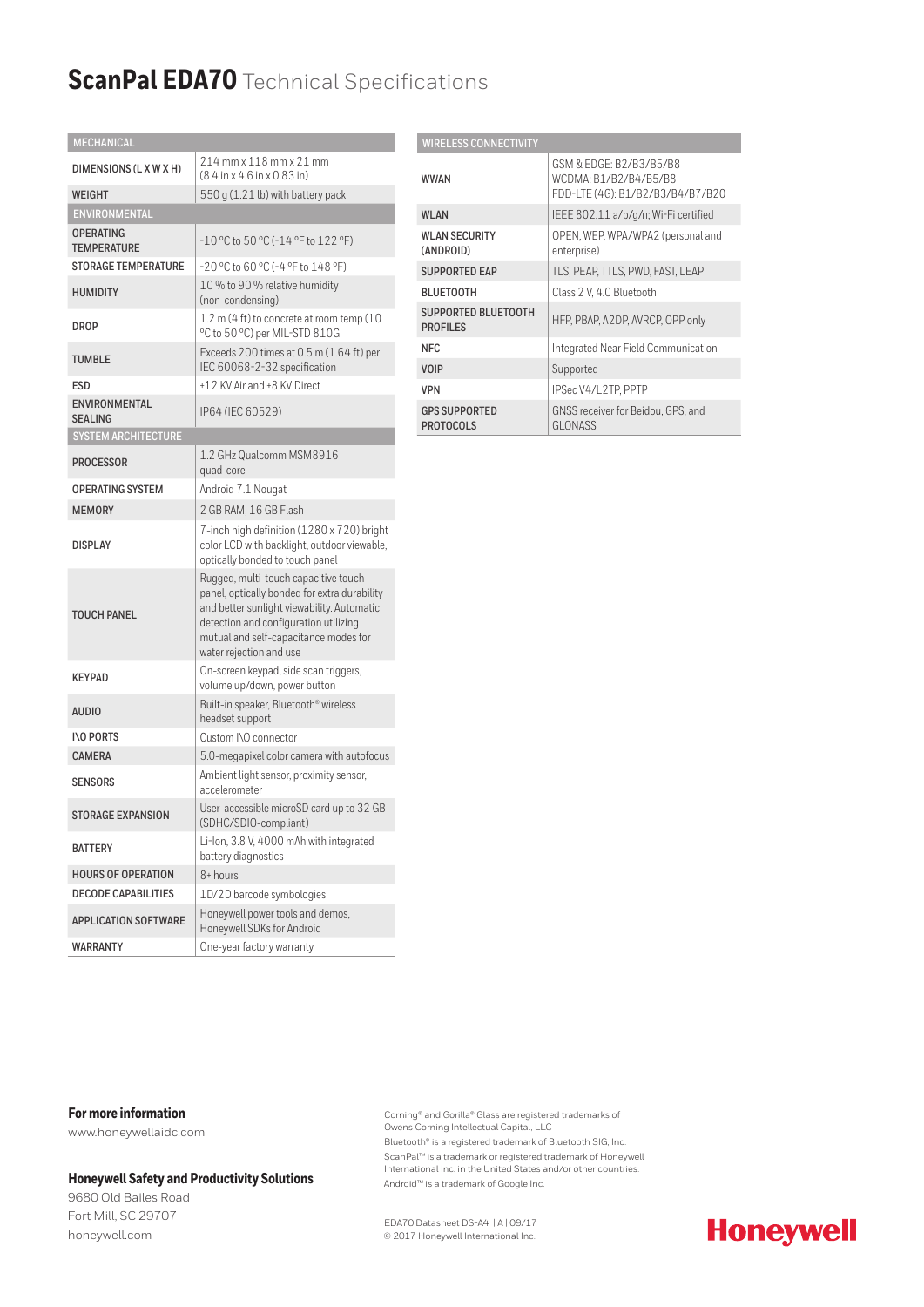# **ScanPal EDA70** Technical Specifications

| MECHANICAL | |
|---|---|
| DIMENSIONS (L X W X H) | 214 mm x 118 mm x 21 mm (8.4 in x 4.6 in x 0.83 in) |
| WEIGHT | 550 g (1.21 lb) with battery pack |
| **ENVIRONMENTAL** | |
| OPERATING TEMPERATURE | -10 °C to 50 °C (-14 °F to 122 °F) |
| STORAGE TEMPERATURE | -20 °C to 60 °C (-4 °F to 148 °F) |
| HUMIDITY | 10 % to 90 % relative humidity (non-condensing) |
| DROP | 1.2 m (4 ft) to concrete at room temp (10 °C to 50 °C) per MIL-STD 810G |
| TUMBLE | Exceeds 200 times at 0.5 m (1.64 ft) per IEC 60068-2-32 specification |
| ESD | ±12 KV Air and ±8 KV Direct |
| ENVIRONMENTAL SEALING | IP64 (IEC 60529) |
| **SYSTEM ARCHITECTURE** | |
| PROCESSOR | 1.2 GHz Qualcomm MSM8916 quad-core |
| OPERATING SYSTEM | Android 7.1 Nougat |
| MEMORY | 2 GB RAM, 16 GB Flash |
| DISPLAY | 7-inch high definition (1280 x 720) bright color LCD with backlight, outdoor viewable, optically bonded to touch panel |
| TOUCH PANEL | Rugged, multi-touch capacitive touch panel, optically bonded for extra durability and better sunlight viewability. Automatic detection and configuration utilizing mutual and self-capacitance modes for water rejection and use |
| KEYPAD | On-screen keypad, side scan triggers, volume up/down, power button |
| AUDIO | Built-in speaker, Bluetooth® wireless headset support |
| I\O PORTS | Custom I\O connector |
| CAMERA | 5.0-megapixel color camera with autofocus |
| SENSORS | Ambient light sensor, proximity sensor, accelerometer |
| STORAGE EXPANSION | User-accessible microSD card up to 32 GB (SDHC/SDIO-compliant) |
| BATTERY | Li-Ion, 3.8 V, 4000 mAh with integrated battery diagnostics |
| HOURS OF OPERATION | 8+ hours |
| DECODE CAPABILITIES | 1D/2D barcode symbologies |
| APPLICATION SOFTWARE | Honeywell power tools and demos, Honeywell SDKs for Android |
| WARRANTY | One-year factory warranty |

| WIRELESS CONNECTIVITY | |
|---|---|
| WWAN | GSM & EDGE: B2/B3/B5/B8<br>WCDMA: B1/B2/B4/B5/B8<br>FDD-LTE (4G): B1/B2/B3/B4/B7/B20 |
| WLAN | IEEE 802.11 a/b/g/n; Wi-Fi certified |
| WLAN SECURITY (ANDROID) | OPEN, WEP, WPA/WPA2 (personal and enterprise) |
| SUPPORTED EAP | TLS, PEAP, TTLS, PWD, FAST, LEAP |
| BLUETOOTH | Class 2 V, 4.0 Bluetooth |
| SUPPORTED BLUETOOTH PROFILES | HFP, PBAP, A2DP, AVRCP, OPP only |
| NFC | Integrated Near Field Communication |
| VOIP | Supported |
| VPN | IPSec V4/L2TP, PPTP |
| GPS SUPPORTED PROTOCOLS | GNSS receiver for Beidou, GPS, and GLONASS |

**For more information**
www.honeywellaidc.com

**Honeywell Safety and Productivity Solutions**
9680 Old Bailes Road
Fort Mill, SC 29707
honeywell.com

Corning® and Gorilla® Glass are registered trademarks of Owens Corning Intellectual Capital, LLC
Bluetooth® is a registered trademark of Bluetooth SIG, Inc.
ScanPal™ is a trademark or registered trademark of Honeywell International Inc. in the United States and/or other countries.
Android™ is a trademark of Google Inc.

EDA70 Datasheet DS-A4 | A | 09/17
© 2017 Honeywell International Inc.

**Honeywell**